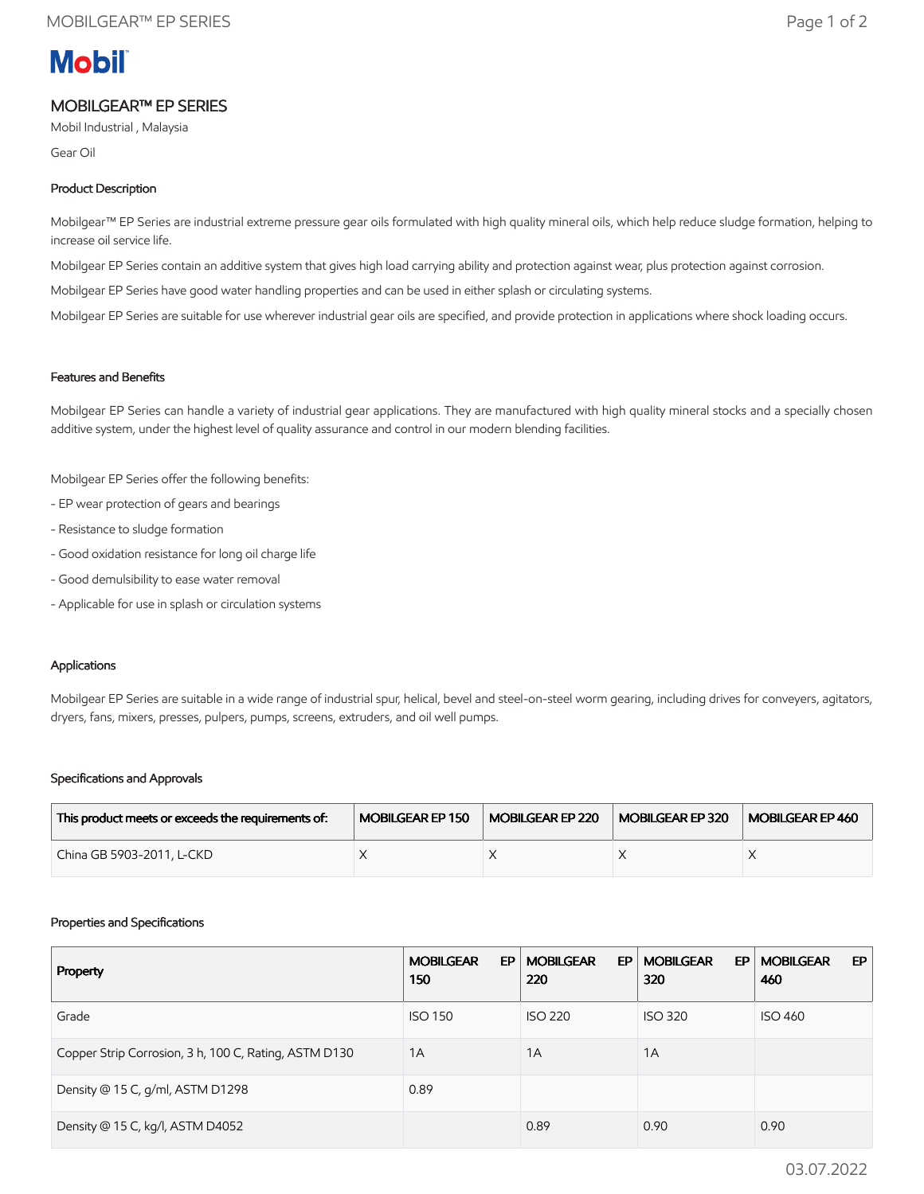# MOBILGEAR™ EP SERIES

Mobil Industrial , Malaysia

Gear Oil

### Product Description

Mobilgear™ EP Series are industrial extreme pressure gear oils formulated with high quality mineral oils, which help reduce sludge formation, helping to increase oil service life.

Mobilgear EP Series contain an additive system that gives high load carrying ability and protection against wear, plus protection against corrosion.

Mobilgear EP Series have good water handling properties and can be used in either splash or circulating systems.

Mobilgear EP Series are suitable for use wherever industrial gear oils are specified, and provide protection in applications where shock loading occurs.

### Features and Benefits

Mobilgear EP Series can handle a variety of industrial gear applications. They are manufactured with high quality mineral stocks and a specially chosen additive system, under the highest level of quality assurance and control in our modern blending facilities.

Mobilgear EP Series offer the following benefits:

- EP wear protection of gears and bearings
- Resistance to sludge formation
- Good oxidation resistance for long oil charge life
- Good demulsibility to ease water removal
- Applicable for use in splash or circulation systems

### Applications

Mobilgear EP Series are suitable in a wide range of industrial spur, helical, bevel and steel-on-steel worm gearing, including drives for conveyers, agitators, dryers, fans, mixers, presses, pulpers, pumps, screens, extruders, and oil well pumps.

### Specifications and Approvals

| This product meets or exceeds the requirements of: | MOBILGEAR EP 150 | MOBILGEAR EP 220 | MOBILGEAR EP 320 | MOBILGEAR EP 460 |
|---|---|---|---|---|
| China GB 5903-2011, L-CKD | X | X | X | X |

### Properties and Specifications

| Property | MOBILGEAR EP 150 | MOBILGEAR EP 220 | MOBILGEAR EP 320 | MOBILGEAR EP 460 |
|---|---|---|---|---|
| Grade | ISO 150 | ISO 220 | ISO 320 | ISO 460 |
| Copper Strip Corrosion, 3 h, 100 C, Rating, ASTM D130 | 1A | 1A | 1A | |
| Density @ 15 C, g/ml, ASTM D1298 | 0.89 | | | |
| Density @ 15 C, kg/l, ASTM D4052 | | 0.89 | 0.90 | 0.90 |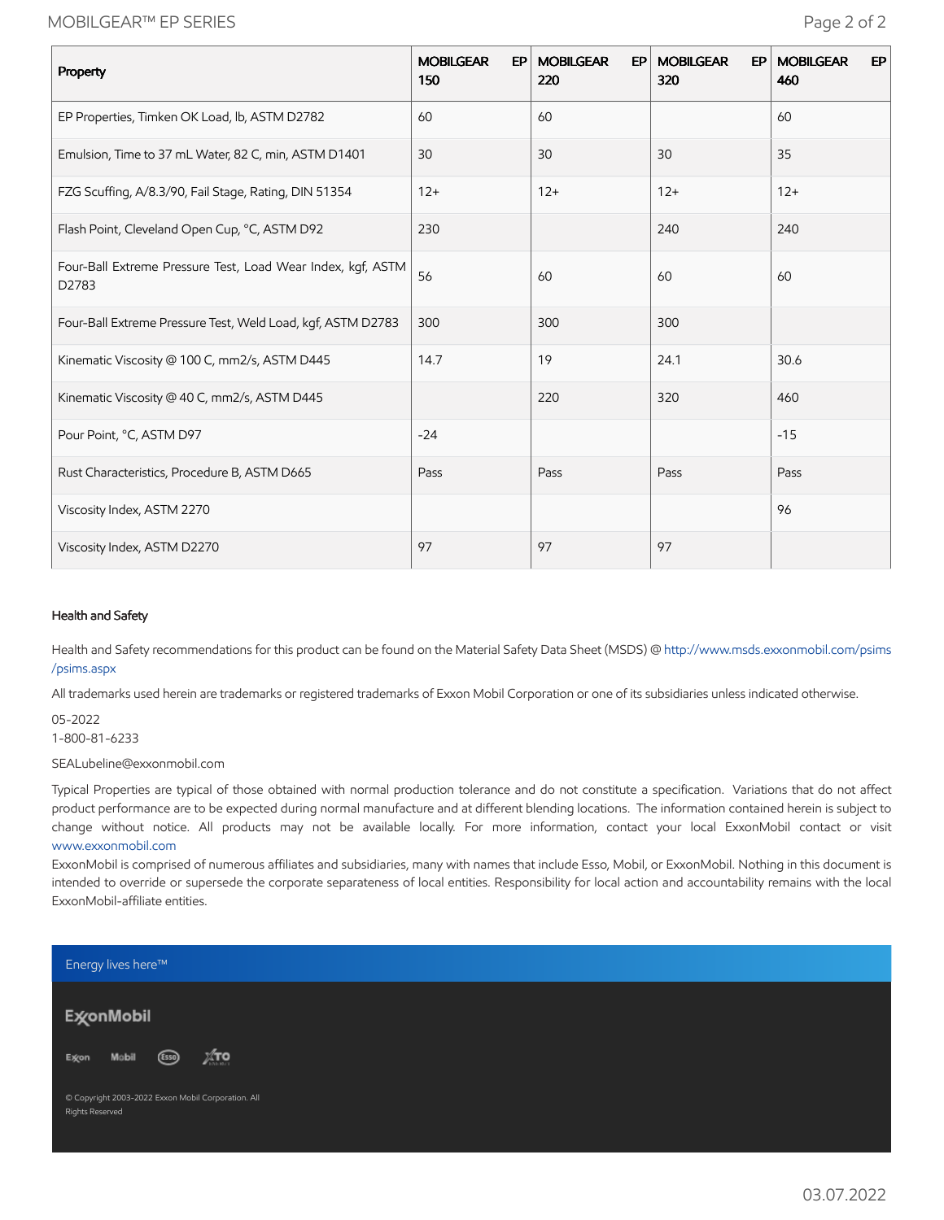| Property | MOBILGEAR EP 150 | MOBILGEAR EP 220 | MOBILGEAR EP 320 | MOBILGEAR EP 460 |
|---|---|---|---|---|
| EP Properties, Timken OK Load, lb, ASTM D2782 | 60 | 60 | | 60 |
| Emulsion, Time to 37 mL Water, 82 C, min, ASTM D1401 | 30 | 30 | 30 | 35 |
| FZG Scuffing, A/8.3/90, Fail Stage, Rating, DIN 51354 | 12+ | 12+ | 12+ | 12+ |
| Flash Point, Cleveland Open Cup, °C, ASTM D92 | 230 | | 240 | 240 |
| Four-Ball Extreme Pressure Test, Load Wear Index, kgf, ASTM D2783 | 56 | 60 | 60 | 60 |
| Four-Ball Extreme Pressure Test, Weld Load, kgf, ASTM D2783 | 300 | 300 | 300 | |
| Kinematic Viscosity @ 100 C, mm2/s, ASTM D445 | 14.7 | 19 | 24.1 | 30.6 |
| Kinematic Viscosity @ 40 C, mm2/s, ASTM D445 | | 220 | 320 | 460 |
| Pour Point, °C, ASTM D97 | -24 | | | -15 |
| Rust Characteristics, Procedure B, ASTM D665 | Pass | Pass | Pass | Pass |
| Viscosity Index, ASTM 2270 | | | | 96 |
| Viscosity Index, ASTM D2270 | 97 | 97 | 97 | |

### Health and Safety

Health and Safety recommendations for this product can be found on the Material Safety Data Sheet (MSDS) @ http://www.msds.exxonmobil.com/psims/psims.aspx

All trademarks used herein are trademarks or registered trademarks of Exxon Mobil Corporation or one of its subsidiaries unless indicated otherwise.

05-2022
1-800-81-6233

SEALubeline@exxonmobil.com

Typical Properties are typical of those obtained with normal production tolerance and do not constitute a specification. Variations that do not affect product performance are to be expected during normal manufacture and at different blending locations. The information contained herein is subject to change without notice. All products may not be available locally. For more information, contact your local ExxonMobil contact or visit www.exxonmobil.com

ExxonMobil is comprised of numerous affiliates and subsidiaries, many with names that include Esso, Mobil, or ExxonMobil. Nothing in this document is intended to override or supersede the corporate separateness of local entities. Responsibility for local action and accountability remains with the local ExxonMobil-affiliate entities.

Energy lives here™

ExxonMobil

Exxon Mobil Esso XTO

© Copyright 2003-2022 Exxon Mobil Corporation. All Rights Reserved

03.07.2022